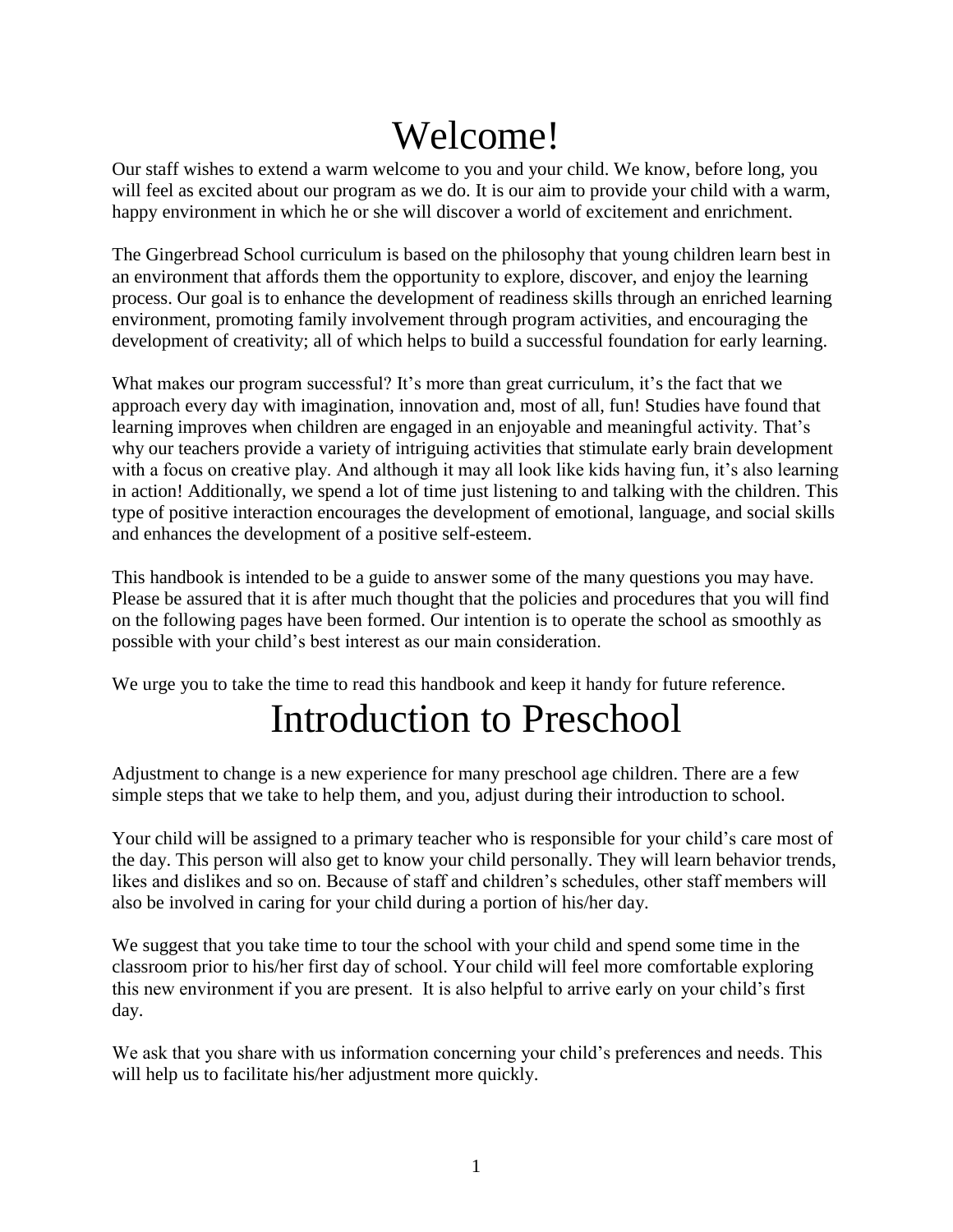# Welcome!

Our staff wishes to extend a warm welcome to you and your child. We know, before long, you will feel as excited about our program as we do. It is our aim to provide your child with a warm, happy environment in which he or she will discover a world of excitement and enrichment.

The Gingerbread School curriculum is based on the philosophy that young children learn best in an environment that affords them the opportunity to explore, discover, and enjoy the learning process. Our goal is to enhance the development of readiness skills through an enriched learning environment, promoting family involvement through program activities, and encouraging the development of creativity; all of which helps to build a successful foundation for early learning.

What makes our program successful? It's more than great curriculum, it's the fact that we approach every day with imagination, innovation and, most of all, fun! Studies have found that learning improves when children are engaged in an enjoyable and meaningful activity. That's why our teachers provide a variety of intriguing activities that stimulate early brain development with a focus on creative play. And although it may all look like kids having fun, it's also learning in action! Additionally, we spend a lot of time just listening to and talking with the children. This type of positive interaction encourages the development of emotional, language, and social skills and enhances the development of a positive self-esteem.

This handbook is intended to be a guide to answer some of the many questions you may have. Please be assured that it is after much thought that the policies and procedures that you will find on the following pages have been formed. Our intention is to operate the school as smoothly as possible with your child's best interest as our main consideration.

We urge you to take the time to read this handbook and keep it handy for future reference.

# Introduction to Preschool

Adjustment to change is a new experience for many preschool age children. There are a few simple steps that we take to help them, and you, adjust during their introduction to school.

Your child will be assigned to a primary teacher who is responsible for your child's care most of the day. This person will also get to know your child personally. They will learn behavior trends, likes and dislikes and so on. Because of staff and children's schedules, other staff members will also be involved in caring for your child during a portion of his/her day.

We suggest that you take time to tour the school with your child and spend some time in the classroom prior to his/her first day of school. Your child will feel more comfortable exploring this new environment if you are present. It is also helpful to arrive early on your child's first day.

We ask that you share with us information concerning your child's preferences and needs. This will help us to facilitate his/her adjustment more quickly.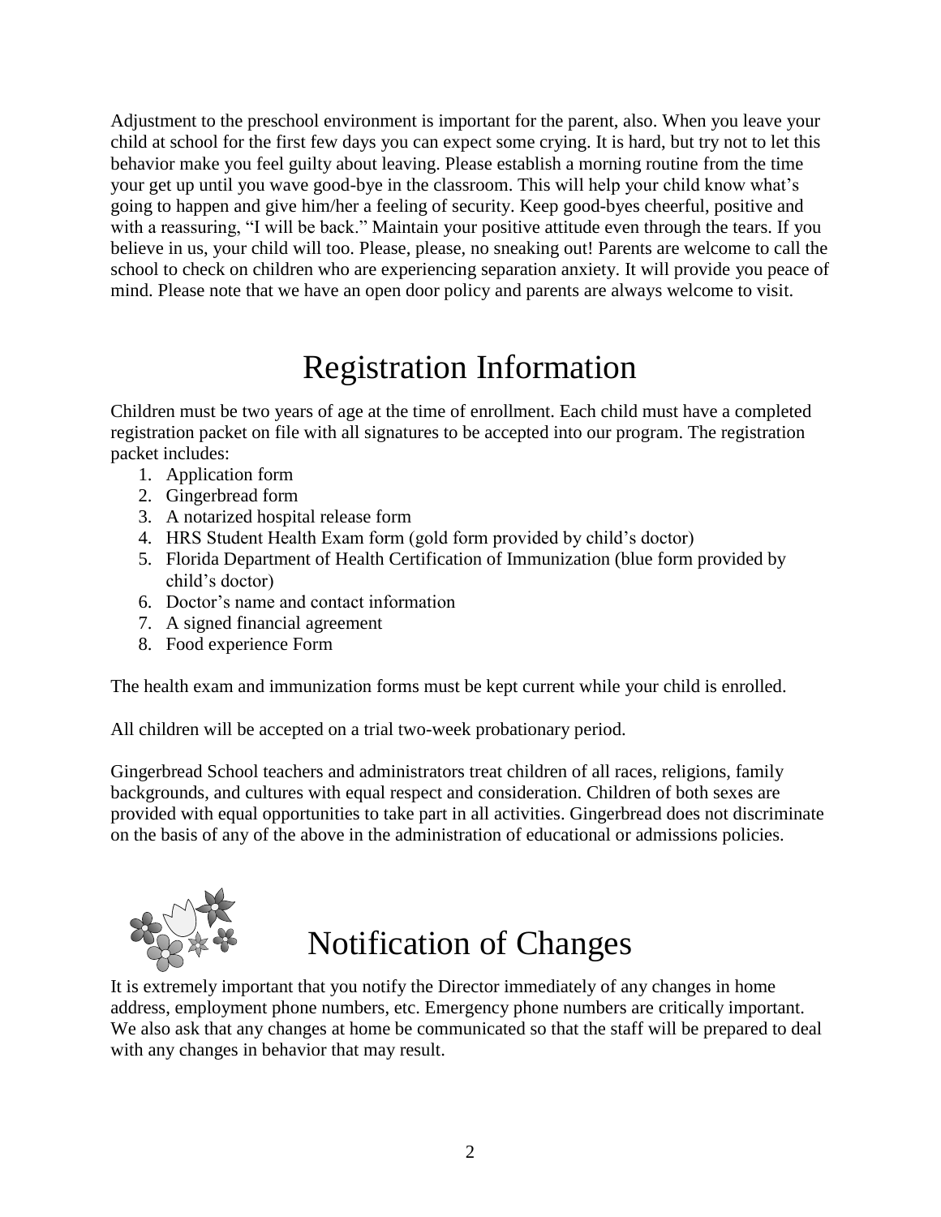Adjustment to the preschool environment is important for the parent, also. When you leave your child at school for the first few days you can expect some crying. It is hard, but try not to let this behavior make you feel guilty about leaving. Please establish a morning routine from the time your get up until you wave good-bye in the classroom. This will help your child know what's going to happen and give him/her a feeling of security. Keep good-byes cheerful, positive and with a reassuring, "I will be back." Maintain your positive attitude even through the tears. If you believe in us, your child will too. Please, please, no sneaking out! Parents are welcome to call the school to check on children who are experiencing separation anxiety. It will provide you peace of mind. Please note that we have an open door policy and parents are always welcome to visit.

# Registration Information

Children must be two years of age at the time of enrollment. Each child must have a completed registration packet on file with all signatures to be accepted into our program. The registration packet includes:

1. Application form
2. Gingerbread form
3. A notarized hospital release form
4. HRS Student Health Exam form (gold form provided by child's doctor)
5. Florida Department of Health Certification of Immunization (blue form provided by child's doctor)
6. Doctor's name and contact information
7. A signed financial agreement
8. Food experience Form

The health exam and immunization forms must be kept current while your child is enrolled.

All children will be accepted on a trial two-week probationary period.

Gingerbread School teachers and administrators treat children of all races, religions, family backgrounds, and cultures with equal respect and consideration. Children of both sexes are provided with equal opportunities to take part in all activities. Gingerbread does not discriminate on the basis of any of the above in the administration of educational or admissions policies.

# Notification of Changes

It is extremely important that you notify the Director immediately of any changes in home address, employment phone numbers, etc. Emergency phone numbers are critically important. We also ask that any changes at home be communicated so that the staff will be prepared to deal with any changes in behavior that may result.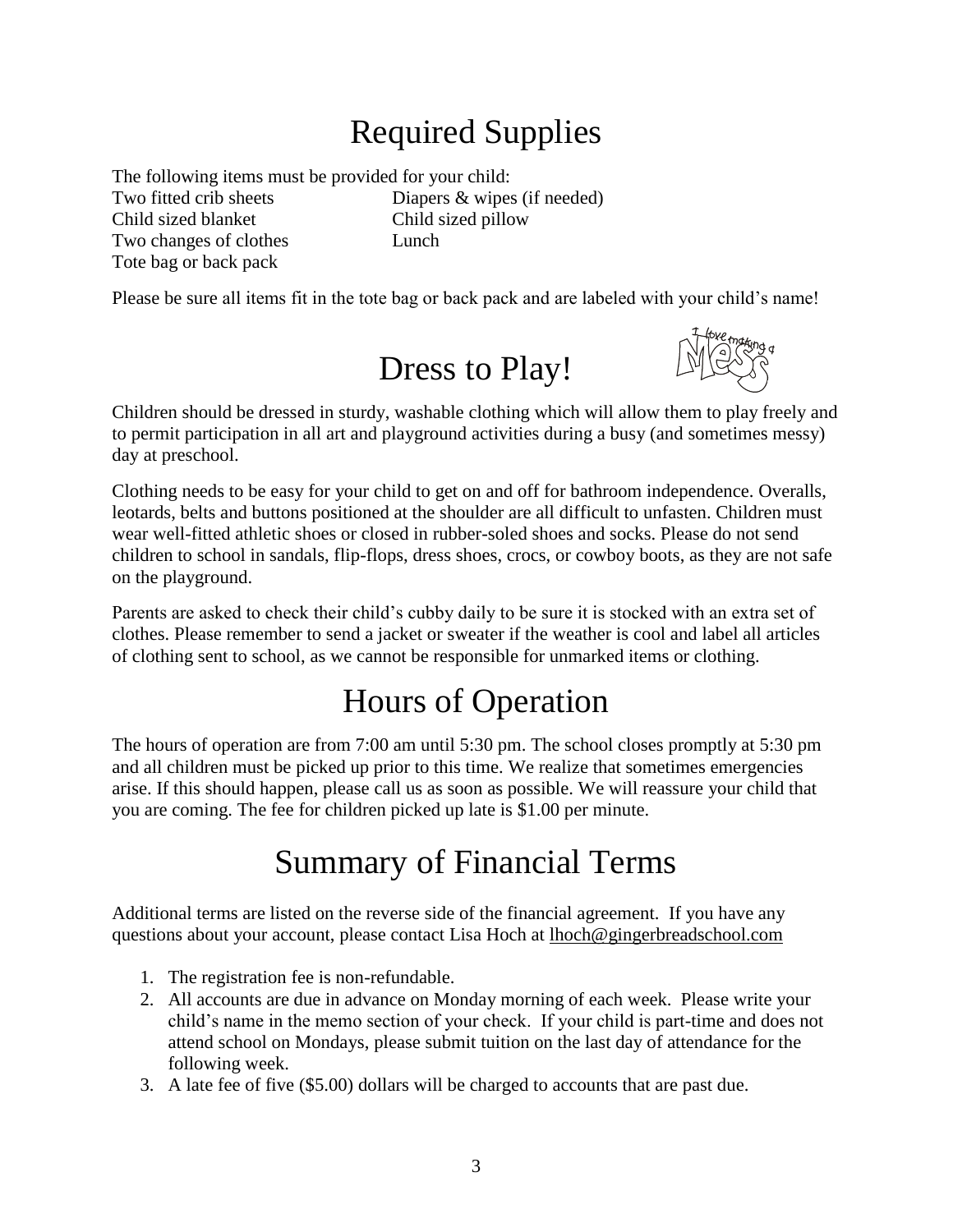# Required Supplies

The following items must be provided for your child:

| | |
|---|---|
| Two fitted crib sheets | Diapers & wipes (if needed) |
| Child sized blanket | Child sized pillow |
| Two changes of clothes | Lunch |
| Tote bag or back pack | |

Please be sure all items fit in the tote bag or back pack and are labeled with your child's name!

# Dress to Play!

Children should be dressed in sturdy, washable clothing which will allow them to play freely and to permit participation in all art and playground activities during a busy (and sometimes messy) day at preschool.

Clothing needs to be easy for your child to get on and off for bathroom independence. Overalls, leotards, belts and buttons positioned at the shoulder are all difficult to unfasten. Children must wear well-fitted athletic shoes or closed in rubber-soled shoes and socks. Please do not send children to school in sandals, flip-flops, dress shoes, crocs, or cowboy boots, as they are not safe on the playground.

Parents are asked to check their child's cubby daily to be sure it is stocked with an extra set of clothes. Please remember to send a jacket or sweater if the weather is cool and label all articles of clothing sent to school, as we cannot be responsible for unmarked items or clothing.

# Hours of Operation

The hours of operation are from 7:00 am until 5:30 pm. The school closes promptly at 5:30 pm and all children must be picked up prior to this time. We realize that sometimes emergencies arise. If this should happen, please call us as soon as possible. We will reassure your child that you are coming. The fee for children picked up late is $1.00 per minute.

# Summary of Financial Terms

Additional terms are listed on the reverse side of the financial agreement. If you have any questions about your account, please contact Lisa Hoch at lhoch@gingerbreadschool.com

1. The registration fee is non-refundable.
2. All accounts are due in advance on Monday morning of each week. Please write your child's name in the memo section of your check. If your child is part-time and does not attend school on Mondays, please submit tuition on the last day of attendance for the following week.
3. A late fee of five ($5.00) dollars will be charged to accounts that are past due.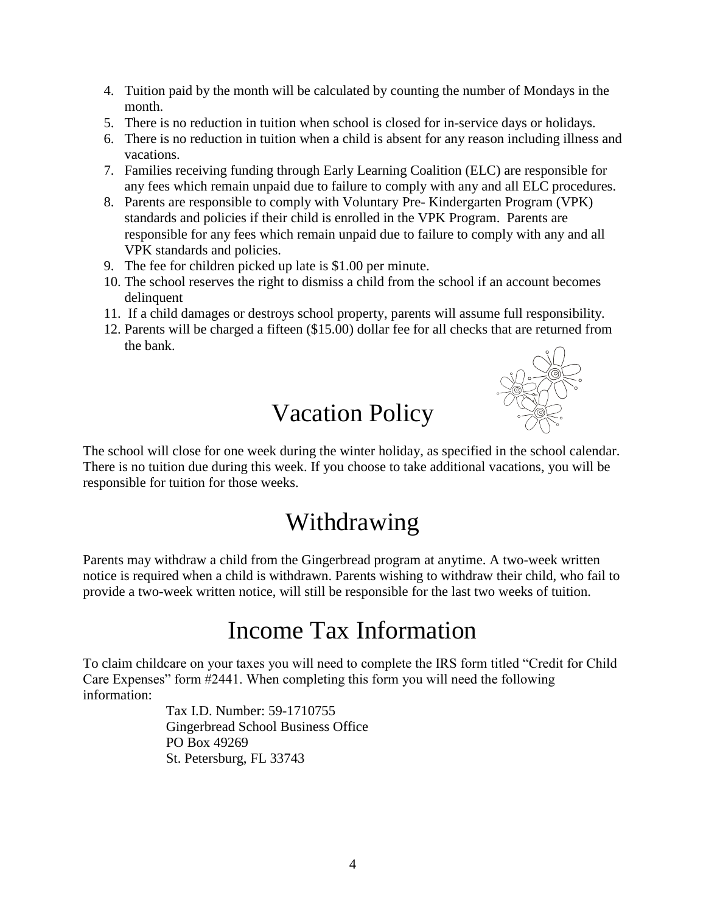4. Tuition paid by the month will be calculated by counting the number of Mondays in the month.
5. There is no reduction in tuition when school is closed for in-service days or holidays.
6. There is no reduction in tuition when a child is absent for any reason including illness and vacations.
7. Families receiving funding through Early Learning Coalition (ELC) are responsible for any fees which remain unpaid due to failure to comply with any and all ELC procedures.
8. Parents are responsible to comply with Voluntary Pre- Kindergarten Program (VPK) standards and policies if their child is enrolled in the VPK Program. Parents are responsible for any fees which remain unpaid due to failure to comply with any and all VPK standards and policies.
9. The fee for children picked up late is $1.00 per minute.
10. The school reserves the right to dismiss a child from the school if an account becomes delinquent
11. If a child damages or destroys school property, parents will assume full responsibility.
12. Parents will be charged a fifteen ($15.00) dollar fee for all checks that are returned from the bank.

# Vacation Policy

The school will close for one week during the winter holiday, as specified in the school calendar. There is no tuition due during this week. If you choose to take additional vacations, you will be responsible for tuition for those weeks.

# Withdrawing

Parents may withdraw a child from the Gingerbread program at anytime. A two-week written notice is required when a child is withdrawn. Parents wishing to withdraw their child, who fail to provide a two-week written notice, will still be responsible for the last two weeks of tuition.

# Income Tax Information

To claim childcare on your taxes you will need to complete the IRS form titled "Credit for Child Care Expenses" form #2441. When completing this form you will need the following information:

Tax I.D. Number: 59-1710755
Gingerbread School Business Office
PO Box 49269
St. Petersburg, FL 33743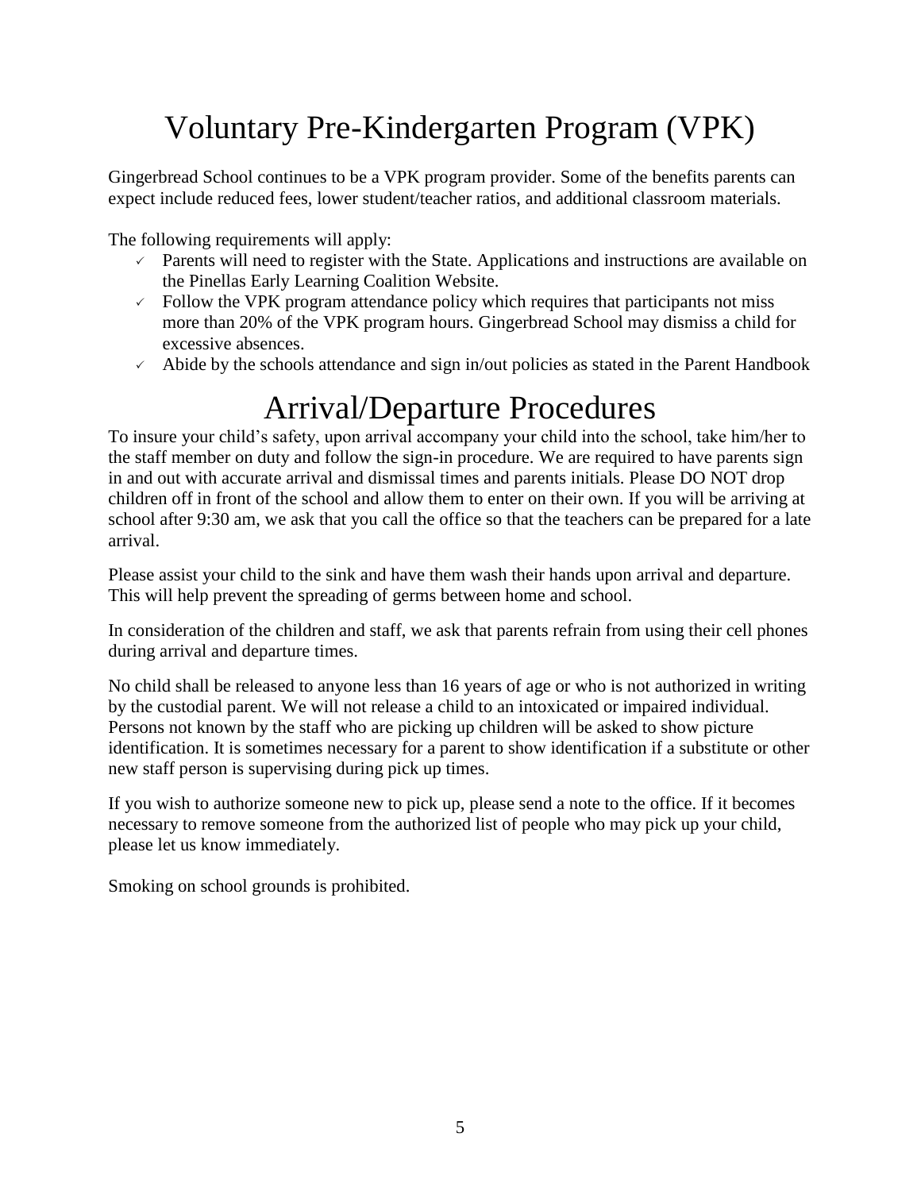# Voluntary Pre-Kindergarten Program (VPK)

Gingerbread School continues to be a VPK program provider. Some of the benefits parents can expect include reduced fees, lower student/teacher ratios, and additional classroom materials.

The following requirements will apply:

- ✓ Parents will need to register with the State. Applications and instructions are available on the Pinellas Early Learning Coalition Website.
- ✓ Follow the VPK program attendance policy which requires that participants not miss more than 20% of the VPK program hours. Gingerbread School may dismiss a child for excessive absences.
- ✓ Abide by the schools attendance and sign in/out policies as stated in the Parent Handbook

# Arrival/Departure Procedures

To insure your child's safety, upon arrival accompany your child into the school, take him/her to the staff member on duty and follow the sign-in procedure. We are required to have parents sign in and out with accurate arrival and dismissal times and parents initials. Please DO NOT drop children off in front of the school and allow them to enter on their own. If you will be arriving at school after 9:30 am, we ask that you call the office so that the teachers can be prepared for a late arrival.

Please assist your child to the sink and have them wash their hands upon arrival and departure. This will help prevent the spreading of germs between home and school.

In consideration of the children and staff, we ask that parents refrain from using their cell phones during arrival and departure times.

No child shall be released to anyone less than 16 years of age or who is not authorized in writing by the custodial parent. We will not release a child to an intoxicated or impaired individual. Persons not known by the staff who are picking up children will be asked to show picture identification. It is sometimes necessary for a parent to show identification if a substitute or other new staff person is supervising during pick up times.

If you wish to authorize someone new to pick up, please send a note to the office. If it becomes necessary to remove someone from the authorized list of people who may pick up your child, please let us know immediately.

Smoking on school grounds is prohibited.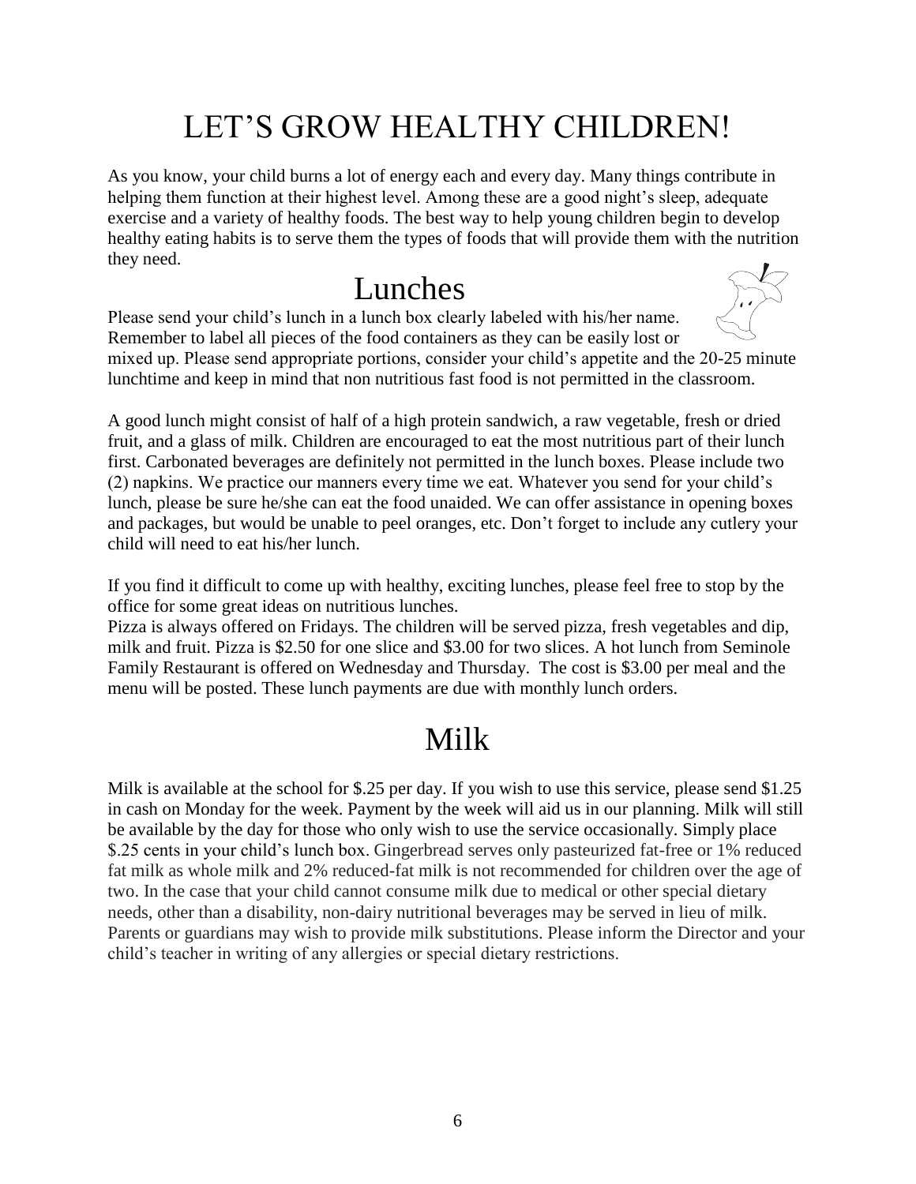# LET'S GROW HEALTHY CHILDREN!

As you know, your child burns a lot of energy each and every day. Many things contribute in helping them function at their highest level. Among these are a good night's sleep, adequate exercise and a variety of healthy foods. The best way to help young children begin to develop healthy eating habits is to serve them the types of foods that will provide them with the nutrition they need.

## Lunches

Please send your child's lunch in a lunch box clearly labeled with his/her name. Remember to label all pieces of the food containers as they can be easily lost or mixed up. Please send appropriate portions, consider your child's appetite and the 20-25 minute lunchtime and keep in mind that non nutritious fast food is not permitted in the classroom.

A good lunch might consist of half of a high protein sandwich, a raw vegetable, fresh or dried fruit, and a glass of milk. Children are encouraged to eat the most nutritious part of their lunch first. Carbonated beverages are definitely not permitted in the lunch boxes. Please include two (2) napkins. We practice our manners every time we eat. Whatever you send for your child's lunch, please be sure he/she can eat the food unaided. We can offer assistance in opening boxes and packages, but would be unable to peel oranges, etc. Don't forget to include any cutlery your child will need to eat his/her lunch.

If you find it difficult to come up with healthy, exciting lunches, please feel free to stop by the office for some great ideas on nutritious lunches.
Pizza is always offered on Fridays. The children will be served pizza, fresh vegetables and dip, milk and fruit. Pizza is $2.50 for one slice and $3.00 for two slices. A hot lunch from Seminole Family Restaurant is offered on Wednesday and Thursday. The cost is $3.00 per meal and the menu will be posted. These lunch payments are due with monthly lunch orders.

## Milk

Milk is available at the school for $.25 per day. If you wish to use this service, please send $1.25 in cash on Monday for the week. Payment by the week will aid us in our planning. Milk will still be available by the day for those who only wish to use the service occasionally. Simply place $.25 cents in your child's lunch box. Gingerbread serves only pasteurized fat-free or 1% reduced fat milk as whole milk and 2% reduced-fat milk is not recommended for children over the age of two. In the case that your child cannot consume milk due to medical or other special dietary needs, other than a disability, non-dairy nutritional beverages may be served in lieu of milk. Parents or guardians may wish to provide milk substitutions. Please inform the Director and your child's teacher in writing of any allergies or special dietary restrictions.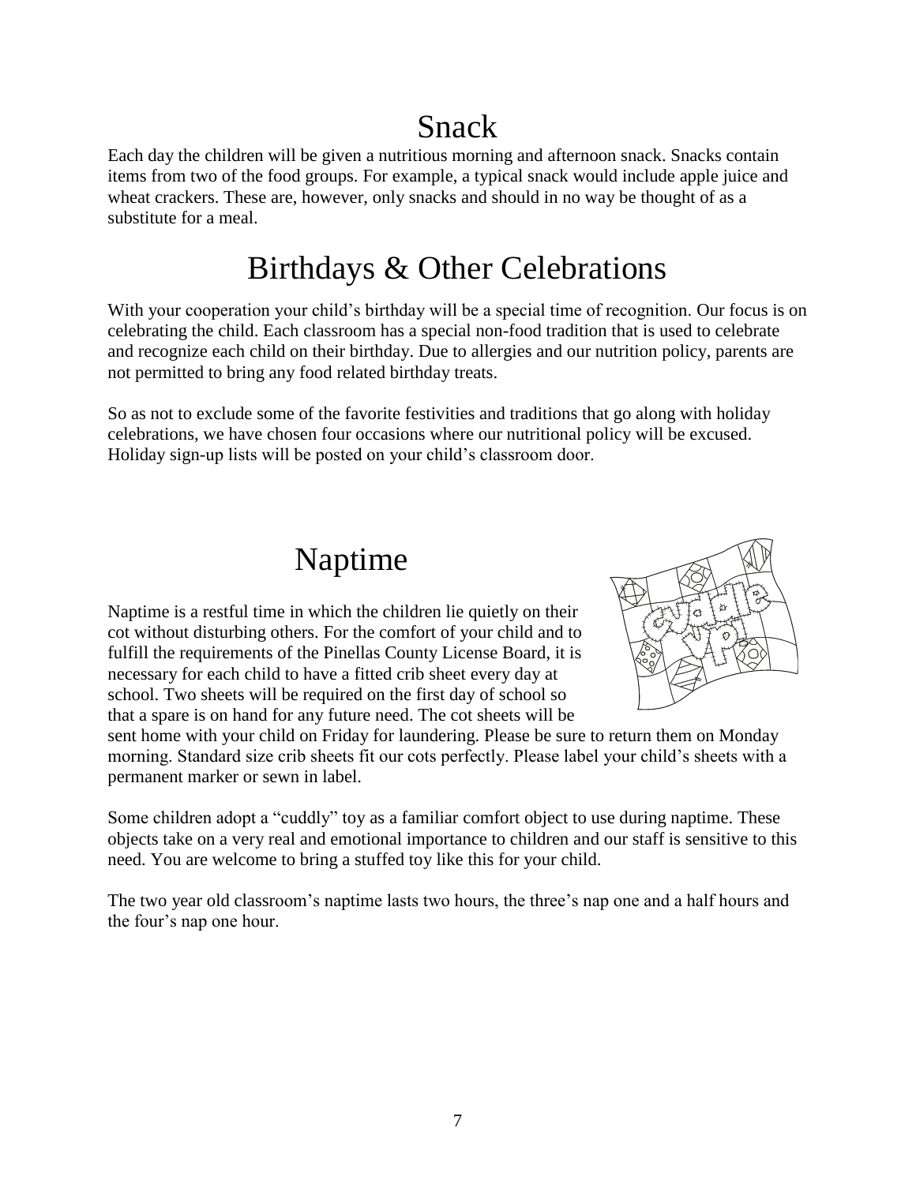# Snack

Each day the children will be given a nutritious morning and afternoon snack. Snacks contain items from two of the food groups. For example, a typical snack would include apple juice and wheat crackers. These are, however, only snacks and should in no way be thought of as a substitute for a meal.

# Birthdays & Other Celebrations

With your cooperation your child's birthday will be a special time of recognition. Our focus is on celebrating the child. Each classroom has a special non-food tradition that is used to celebrate and recognize each child on their birthday. Due to allergies and our nutrition policy, parents are not permitted to bring any food related birthday treats.

So as not to exclude some of the favorite festivities and traditions that go along with holiday celebrations, we have chosen four occasions where our nutritional policy will be excused. Holiday sign-up lists will be posted on your child's classroom door.

# Naptime

Naptime is a restful time in which the children lie quietly on their cot without disturbing others. For the comfort of your child and to fulfill the requirements of the Pinellas County License Board, it is necessary for each child to have a fitted crib sheet every day at school. Two sheets will be required on the first day of school so that a spare is on hand for any future need. The cot sheets will be sent home with your child on Friday for laundering. Please be sure to return them on Monday morning. Standard size crib sheets fit our cots perfectly. Please label your child's sheets with a permanent marker or sewn in label.

Some children adopt a "cuddly" toy as a familiar comfort object to use during naptime. These objects take on a very real and emotional importance to children and our staff is sensitive to this need. You are welcome to bring a stuffed toy like this for your child.

The two year old classroom's naptime lasts two hours, the three's nap one and a half hours and the four's nap one hour.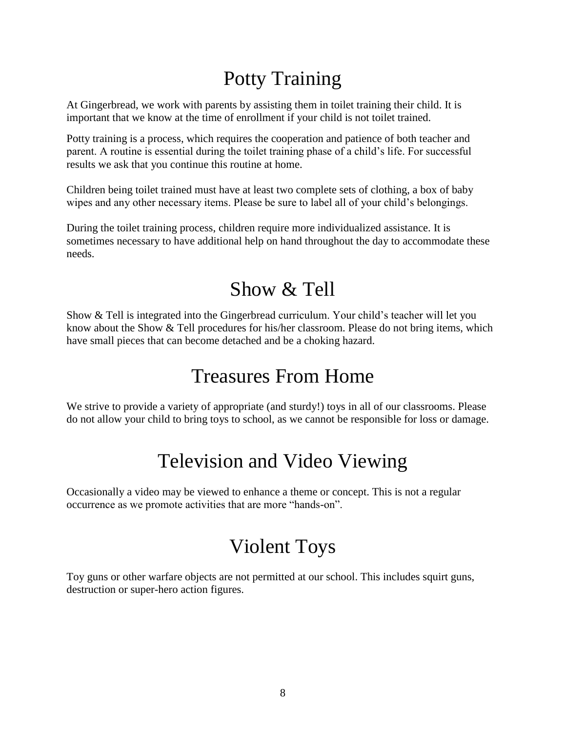# Potty Training

At Gingerbread, we work with parents by assisting them in toilet training their child. It is important that we know at the time of enrollment if your child is not toilet trained.

Potty training is a process, which requires the cooperation and patience of both teacher and parent. A routine is essential during the toilet training phase of a child's life. For successful results we ask that you continue this routine at home.

Children being toilet trained must have at least two complete sets of clothing, a box of baby wipes and any other necessary items. Please be sure to label all of your child's belongings.

During the toilet training process, children require more individualized assistance. It is sometimes necessary to have additional help on hand throughout the day to accommodate these needs.

# Show & Tell

Show & Tell is integrated into the Gingerbread curriculum. Your child's teacher will let you know about the Show & Tell procedures for his/her classroom. Please do not bring items, which have small pieces that can become detached and be a choking hazard.

# Treasures From Home

We strive to provide a variety of appropriate (and sturdy!) toys in all of our classrooms. Please do not allow your child to bring toys to school, as we cannot be responsible for loss or damage.

# Television and Video Viewing

Occasionally a video may be viewed to enhance a theme or concept. This is not a regular occurrence as we promote activities that are more "hands-on".

# Violent Toys

Toy guns or other warfare objects are not permitted at our school. This includes squirt guns, destruction or super-hero action figures.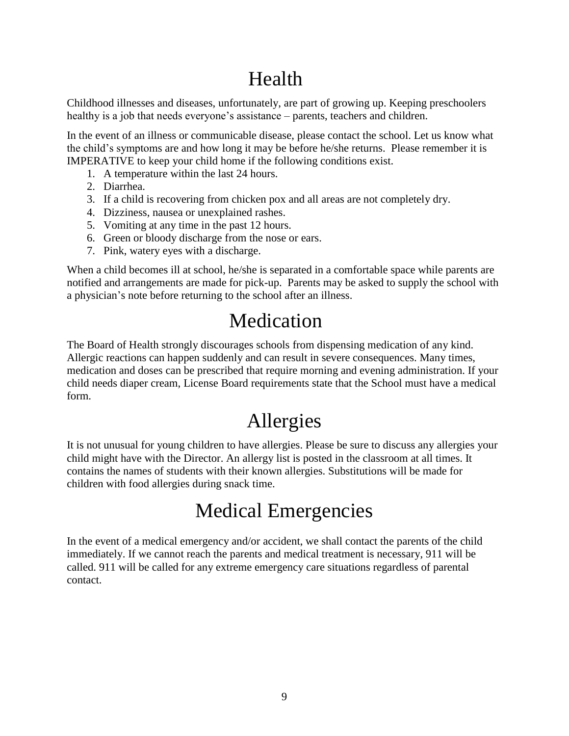# Health

Childhood illnesses and diseases, unfortunately, are part of growing up. Keeping preschoolers healthy is a job that needs everyone's assistance – parents, teachers and children.

In the event of an illness or communicable disease, please contact the school. Let us know what the child's symptoms are and how long it may be before he/she returns. Please remember it is IMPERATIVE to keep your child home if the following conditions exist.

1. A temperature within the last 24 hours.
2. Diarrhea.
3. If a child is recovering from chicken pox and all areas are not completely dry.
4. Dizziness, nausea or unexplained rashes.
5. Vomiting at any time in the past 12 hours.
6. Green or bloody discharge from the nose or ears.
7. Pink, watery eyes with a discharge.

When a child becomes ill at school, he/she is separated in a comfortable space while parents are notified and arrangements are made for pick-up. Parents may be asked to supply the school with a physician's note before returning to the school after an illness.

# Medication

The Board of Health strongly discourages schools from dispensing medication of any kind. Allergic reactions can happen suddenly and can result in severe consequences. Many times, medication and doses can be prescribed that require morning and evening administration. If your child needs diaper cream, License Board requirements state that the School must have a medical form.

# Allergies

It is not unusual for young children to have allergies. Please be sure to discuss any allergies your child might have with the Director. An allergy list is posted in the classroom at all times. It contains the names of students with their known allergies. Substitutions will be made for children with food allergies during snack time.

# Medical Emergencies

In the event of a medical emergency and/or accident, we shall contact the parents of the child immediately. If we cannot reach the parents and medical treatment is necessary, 911 will be called. 911 will be called for any extreme emergency care situations regardless of parental contact.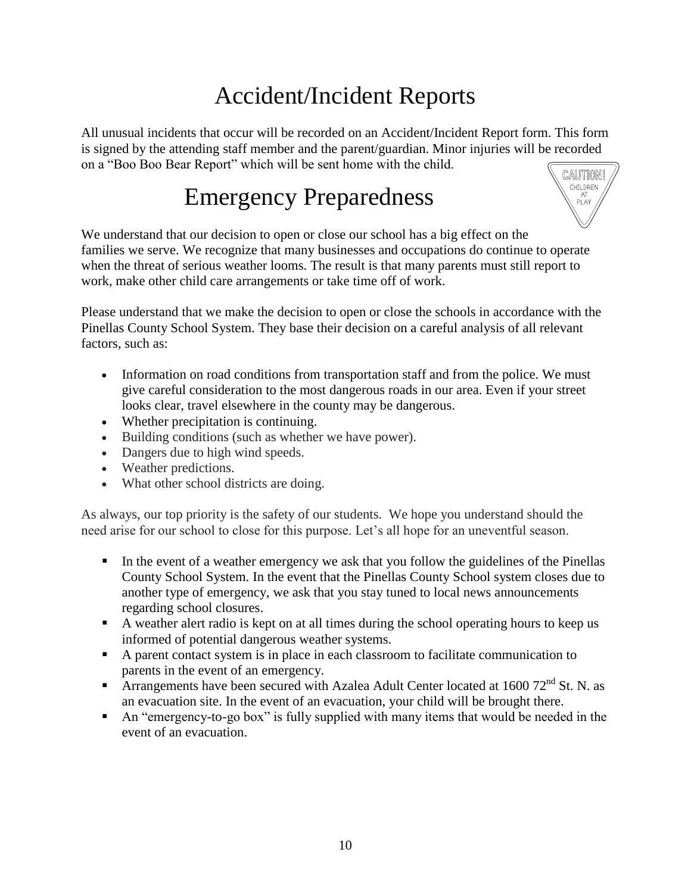# Accident/Incident Reports

All unusual incidents that occur will be recorded on an Accident/Incident Report form. This form is signed by the attending staff member and the parent/guardian. Minor injuries will be recorded on a "Boo Boo Bear Report" which will be sent home with the child.

# Emergency Preparedness

We understand that our decision to open or close our school has a big effect on the families we serve. We recognize that many businesses and occupations do continue to operate when the threat of serious weather looms. The result is that many parents must still report to work, make other child care arrangements or take time off of work.

Please understand that we make the decision to open or close the schools in accordance with the Pinellas County School System. They base their decision on a careful analysis of all relevant factors, such as:

- Information on road conditions from transportation staff and from the police. We must give careful consideration to the most dangerous roads in our area. Even if your street looks clear, travel elsewhere in the county may be dangerous.
- Whether precipitation is continuing.
- Building conditions (such as whether we have power).
- Dangers due to high wind speeds.
- Weather predictions.
- What other school districts are doing.

As always, our top priority is the safety of our students. We hope you understand should the need arise for our school to close for this purpose. Let's all hope for an uneventful season.

- In the event of a weather emergency we ask that you follow the guidelines of the Pinellas County School System. In the event that the Pinellas County School system closes due to another type of emergency, we ask that you stay tuned to local news announcements regarding school closures.
- A weather alert radio is kept on at all times during the school operating hours to keep us informed of potential dangerous weather systems.
- A parent contact system is in place in each classroom to facilitate communication to parents in the event of an emergency.
- Arrangements have been secured with Azalea Adult Center located at 1600 72nd St. N. as an evacuation site. In the event of an evacuation, your child will be brought there.
- An "emergency-to-go box" is fully supplied with many items that would be needed in the event of an evacuation.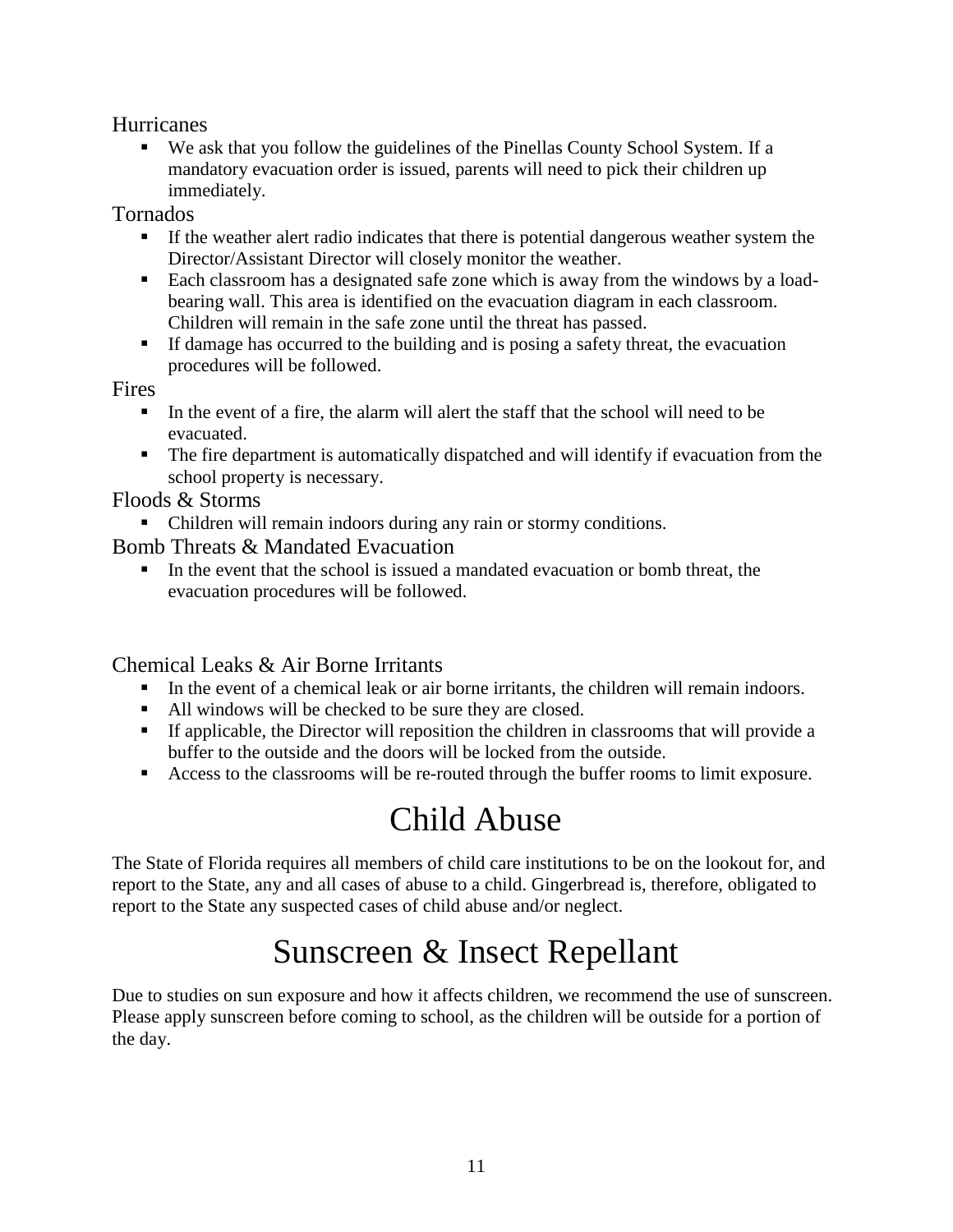### Hurricanes

- We ask that you follow the guidelines of the Pinellas County School System. If a mandatory evacuation order is issued, parents will need to pick their children up immediately.

### Tornados

- If the weather alert radio indicates that there is potential dangerous weather system the Director/Assistant Director will closely monitor the weather.
- Each classroom has a designated safe zone which is away from the windows by a load-bearing wall. This area is identified on the evacuation diagram in each classroom. Children will remain in the safe zone until the threat has passed.
- If damage has occurred to the building and is posing a safety threat, the evacuation procedures will be followed.

### Fires

- In the event of a fire, the alarm will alert the staff that the school will need to be evacuated.
- The fire department is automatically dispatched and will identify if evacuation from the school property is necessary.

### Floods & Storms

- Children will remain indoors during any rain or stormy conditions.

### Bomb Threats & Mandated Evacuation

- In the event that the school is issued a mandated evacuation or bomb threat, the evacuation procedures will be followed.

### Chemical Leaks & Air Borne Irritants

- In the event of a chemical leak or air borne irritants, the children will remain indoors.
- All windows will be checked to be sure they are closed.
- If applicable, the Director will reposition the children in classrooms that will provide a buffer to the outside and the doors will be locked from the outside.
- Access to the classrooms will be re-routed through the buffer rooms to limit exposure.

# Child Abuse

The State of Florida requires all members of child care institutions to be on the lookout for, and report to the State, any and all cases of abuse to a child. Gingerbread is, therefore, obligated to report to the State any suspected cases of child abuse and/or neglect.

# Sunscreen & Insect Repellant

Due to studies on sun exposure and how it affects children, we recommend the use of sunscreen. Please apply sunscreen before coming to school, as the children will be outside for a portion of the day.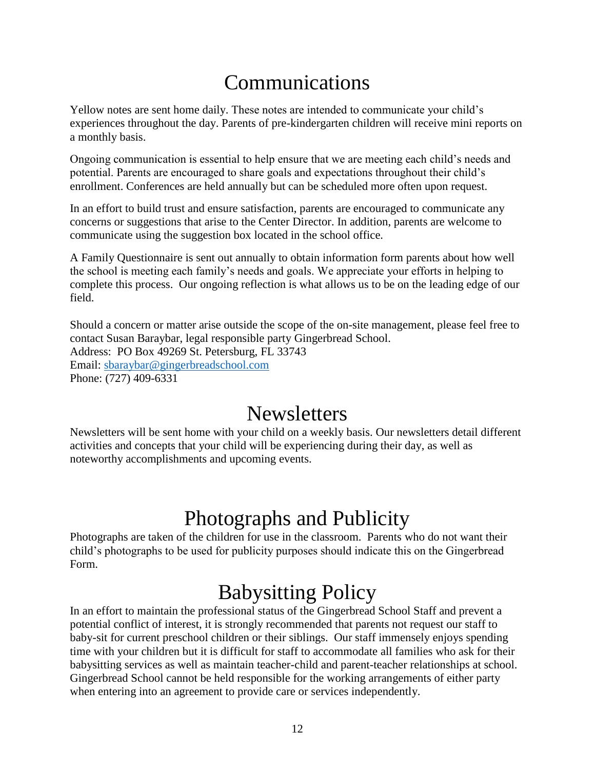# Communications

Yellow notes are sent home daily. These notes are intended to communicate your child's experiences throughout the day. Parents of pre-kindergarten children will receive mini reports on a monthly basis.

Ongoing communication is essential to help ensure that we are meeting each child's needs and potential. Parents are encouraged to share goals and expectations throughout their child's enrollment. Conferences are held annually but can be scheduled more often upon request.

In an effort to build trust and ensure satisfaction, parents are encouraged to communicate any concerns or suggestions that arise to the Center Director. In addition, parents are welcome to communicate using the suggestion box located in the school office.

A Family Questionnaire is sent out annually to obtain information form parents about how well the school is meeting each family's needs and goals. We appreciate your efforts in helping to complete this process. Our ongoing reflection is what allows us to be on the leading edge of our field.

Should a concern or matter arise outside the scope of the on-site management, please feel free to contact Susan Baraybar, legal responsible party Gingerbread School.
Address: PO Box 49269 St. Petersburg, FL 33743
Email: [sbaraybar@gingerbreadschool.com](mailto:sbaraybar@gingerbreadschool.com)
Phone: (727) 409-6331

# Newsletters

Newsletters will be sent home with your child on a weekly basis. Our newsletters detail different activities and concepts that your child will be experiencing during their day, as well as noteworthy accomplishments and upcoming events.

# Photographs and Publicity

Photographs are taken of the children for use in the classroom. Parents who do not want their child's photographs to be used for publicity purposes should indicate this on the Gingerbread Form.

# Babysitting Policy

In an effort to maintain the professional status of the Gingerbread School Staff and prevent a potential conflict of interest, it is strongly recommended that parents not request our staff to baby-sit for current preschool children or their siblings. Our staff immensely enjoys spending time with your children but it is difficult for staff to accommodate all families who ask for their babysitting services as well as maintain teacher-child and parent-teacher relationships at school. Gingerbread School cannot be held responsible for the working arrangements of either party when entering into an agreement to provide care or services independently.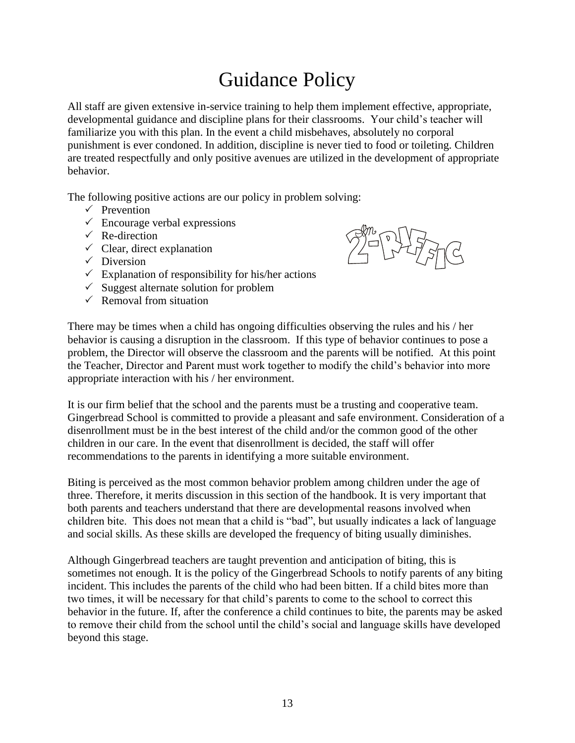# Guidance Policy

All staff are given extensive in-service training to help them implement effective, appropriate, developmental guidance and discipline plans for their classrooms. Your child's teacher will familiarize you with this plan. In the event a child misbehaves, absolutely no corporal punishment is ever condoned. In addition, discipline is never tied to food or toileting. Children are treated respectfully and only positive avenues are utilized in the development of appropriate behavior.

The following positive actions are our policy in problem solving:

- ✓ Prevention
- ✓ Encourage verbal expressions
- ✓ Re-direction
- ✓ Clear, direct explanation
- ✓ Diversion
- ✓ Explanation of responsibility for his/her actions
- ✓ Suggest alternate solution for problem
- ✓ Removal from situation

There may be times when a child has ongoing difficulties observing the rules and his / her behavior is causing a disruption in the classroom. If this type of behavior continues to pose a problem, the Director will observe the classroom and the parents will be notified. At this point the Teacher, Director and Parent must work together to modify the child's behavior into more appropriate interaction with his / her environment.

It is our firm belief that the school and the parents must be a trusting and cooperative team. Gingerbread School is committed to provide a pleasant and safe environment. Consideration of a disenrollment must be in the best interest of the child and/or the common good of the other children in our care. In the event that disenrollment is decided, the staff will offer recommendations to the parents in identifying a more suitable environment.

Biting is perceived as the most common behavior problem among children under the age of three. Therefore, it merits discussion in this section of the handbook. It is very important that both parents and teachers understand that there are developmental reasons involved when children bite. This does not mean that a child is "bad", but usually indicates a lack of language and social skills. As these skills are developed the frequency of biting usually diminishes.

Although Gingerbread teachers are taught prevention and anticipation of biting, this is sometimes not enough. It is the policy of the Gingerbread Schools to notify parents of any biting incident. This includes the parents of the child who had been bitten. If a child bites more than two times, it will be necessary for that child's parents to come to the school to correct this behavior in the future. If, after the conference a child continues to bite, the parents may be asked to remove their child from the school until the child's social and language skills have developed beyond this stage.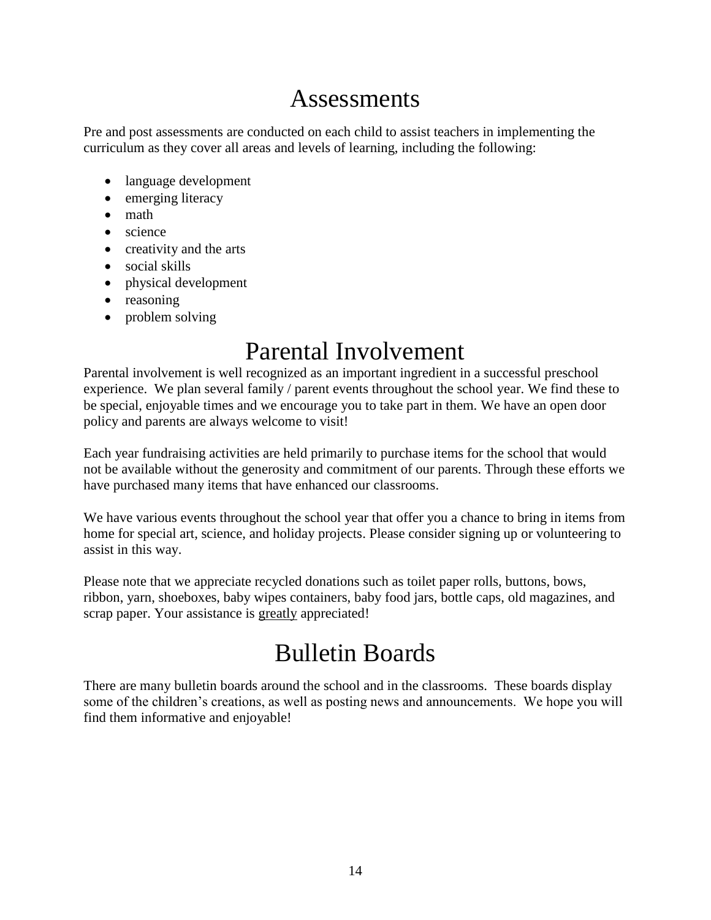# Assessments

Pre and post assessments are conducted on each child to assist teachers in implementing the curriculum as they cover all areas and levels of learning, including the following:

- language development
- emerging literacy
- math
- science
- creativity and the arts
- social skills
- physical development
- reasoning
- problem solving

# Parental Involvement

Parental involvement is well recognized as an important ingredient in a successful preschool experience. We plan several family / parent events throughout the school year. We find these to be special, enjoyable times and we encourage you to take part in them. We have an open door policy and parents are always welcome to visit!

Each year fundraising activities are held primarily to purchase items for the school that would not be available without the generosity and commitment of our parents. Through these efforts we have purchased many items that have enhanced our classrooms.

We have various events throughout the school year that offer you a chance to bring in items from home for special art, science, and holiday projects. Please consider signing up or volunteering to assist in this way.

Please note that we appreciate recycled donations such as toilet paper rolls, buttons, bows, ribbon, yarn, shoeboxes, baby wipes containers, baby food jars, bottle caps, old magazines, and scrap paper. Your assistance is <u>greatly</u> appreciated!

# Bulletin Boards

There are many bulletin boards around the school and in the classrooms. These boards display some of the children's creations, as well as posting news and announcements. We hope you will find them informative and enjoyable!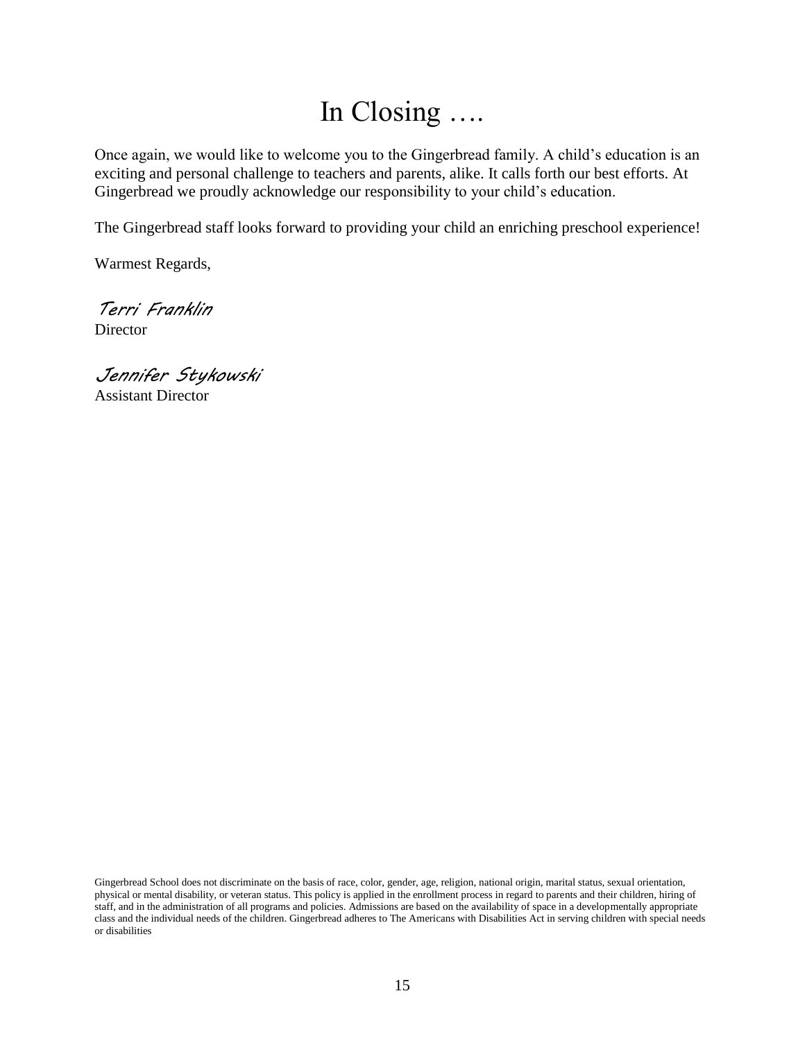# In Closing ….

Once again, we would like to welcome you to the Gingerbread family. A child's education is an exciting and personal challenge to teachers and parents, alike. It calls forth our best efforts. At Gingerbread we proudly acknowledge our responsibility to your child's education.

The Gingerbread staff looks forward to providing your child an enriching preschool experience!

Warmest Regards,

*Terri Franklin*
Director

*Jennifer Stykowski*
Assistant Director

Gingerbread School does not discriminate on the basis of race, color, gender, age, religion, national origin, marital status, sexual orientation, physical or mental disability, or veteran status. This policy is applied in the enrollment process in regard to parents and their children, hiring of staff, and in the administration of all programs and policies. Admissions are based on the availability of space in a developmentally appropriate class and the individual needs of the children. Gingerbread adheres to The Americans with Disabilities Act in serving children with special needs or disabilities